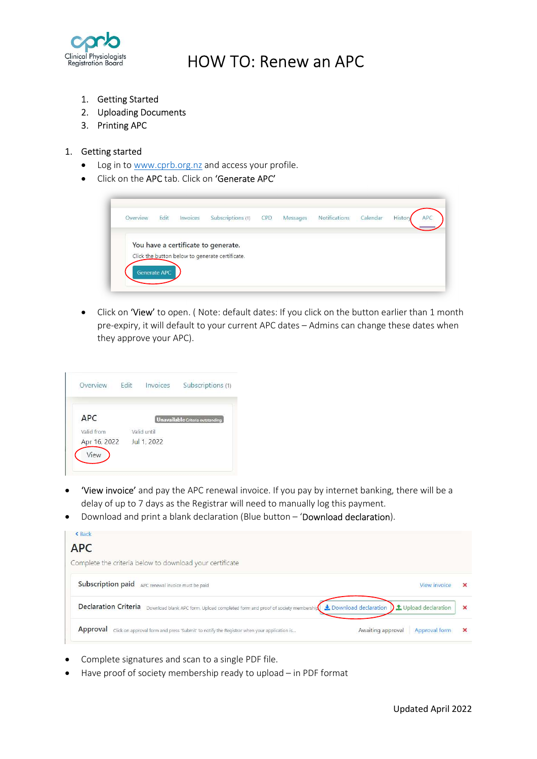# HOW TO: Renew an APC

1. Getting Started
2. Uploading Documents
3. Printing APC

1. Getting started
   - Log in to www.cprb.org.nz and access your profile.
   - Click on the APC tab. Click on 'Generate APC'

   - Click on 'View' to open. ( Note: default dates: If you click on the button earlier than 1 month pre-expiry, it will default to your current APC dates – Admins can change these dates when they approve your APC).

- 'View invoice' and pay the APC renewal invoice. If you pay by internet banking, there will be a delay of up to 7 days as the Registrar will need to manually log this payment.
- Download and print a blank declaration (Blue button – 'Download declaration).

- Complete signatures and scan to a single PDF file.
- Have proof of society membership ready to upload – in PDF format

Updated April 2022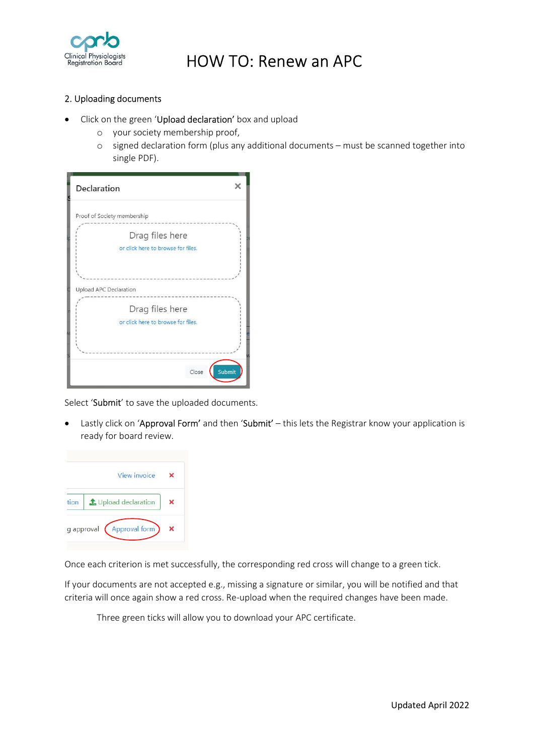## 2. Uploading documents

- Click on the green 'Upload declaration' box and upload
    - your society membership proof,
    - signed declaration form (plus any additional documents – must be scanned together into single PDF).

Select 'Submit' to save the uploaded documents.

- Lastly click on 'Approval Form' and then 'Submit' – this lets the Registrar know your application is ready for board review.

Once each criterion is met successfully, the corresponding red cross will change to a green tick.

If your documents are not accepted e.g., missing a signature or similar, you will be notified and that criteria will once again show a red cross. Re-upload when the required changes have been made.

Three green ticks will allow you to download your APC certificate.

Updated April 2022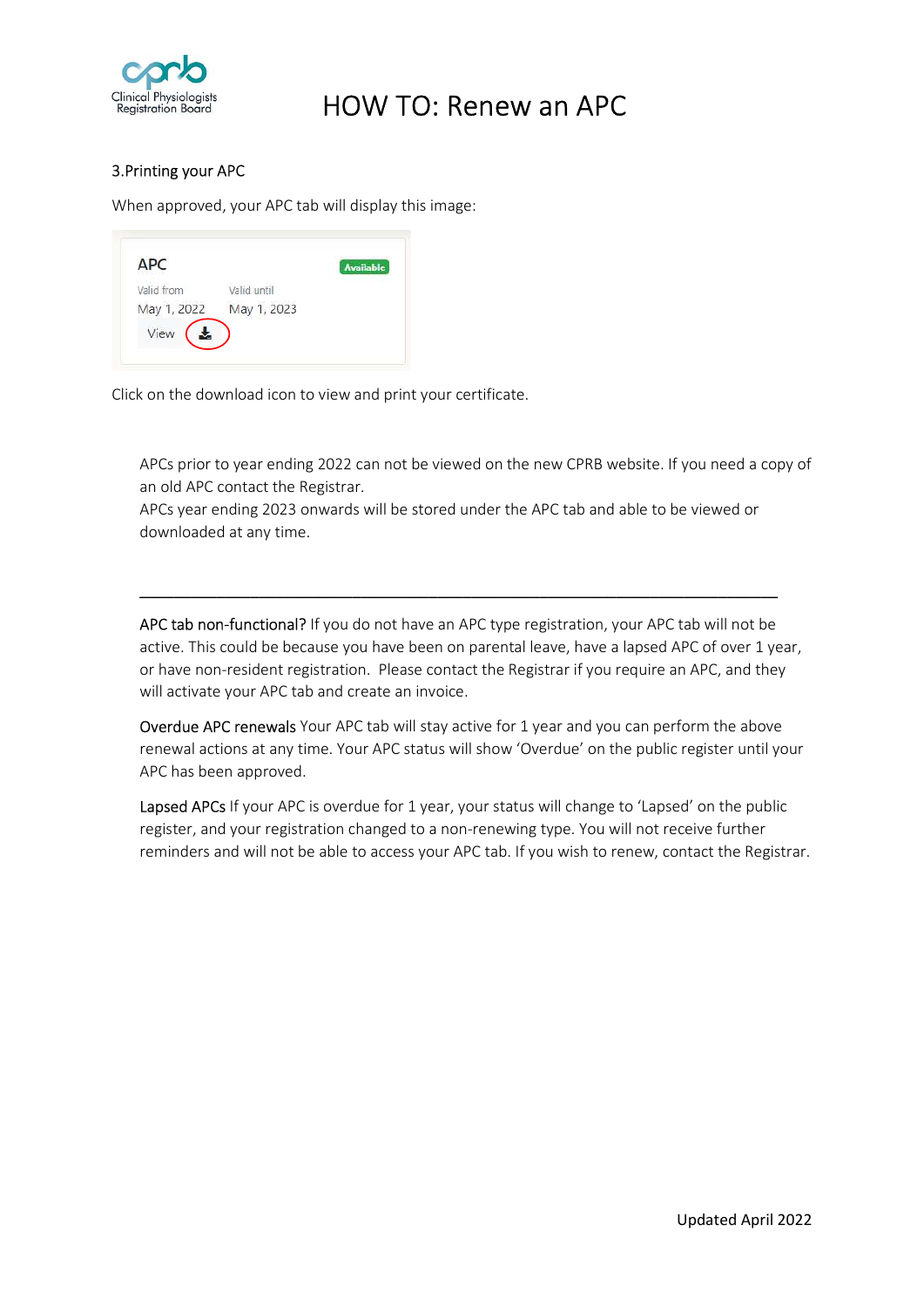# HOW TO: Renew an APC

## 3.Printing your APC

When approved, your APC tab will display this image:

APC
Available
Valid from May 1, 2022
Valid until May 1, 2023
View

Click on the download icon to view and print your certificate.

APCs prior to year ending 2022 can not be viewed on the new CPRB website. If you need a copy of an old APC contact the Registrar.
APCs year ending 2023 onwards will be stored under the APC tab and able to be viewed or downloaded at any time.

---

APC tab non-functional? If you do not have an APC type registration, your APC tab will not be active. This could be because you have been on parental leave, have a lapsed APC of over 1 year, or have non-resident registration. Please contact the Registrar if you require an APC, and they will activate your APC tab and create an invoice.

Overdue APC renewals Your APC tab will stay active for 1 year and you can perform the above renewal actions at any time. Your APC status will show 'Overdue' on the public register until your APC has been approved.

Lapsed APCs If your APC is overdue for 1 year, your status will change to 'Lapsed' on the public register, and your registration changed to a non-renewing type. You will not receive further reminders and will not be able to access your APC tab. If you wish to renew, contact the Registrar.

Updated April 2022